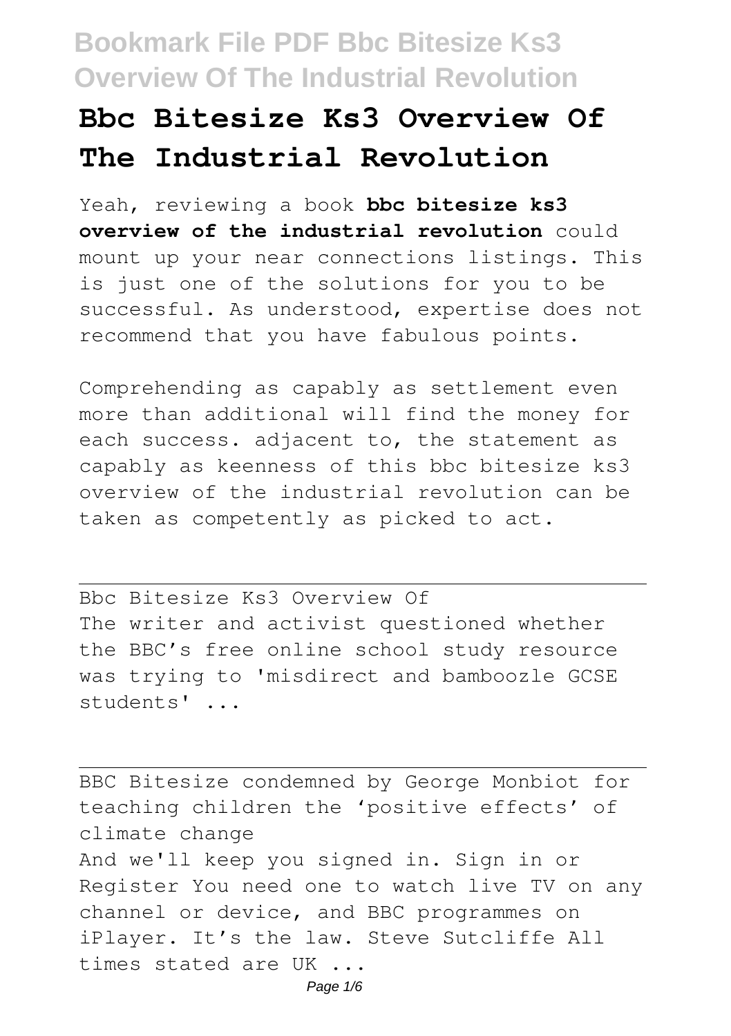# Bbc Bitesize Ks3 Overview Of The Industrial Revolution

Yeah, reviewing a book **bbc bitesize ks3 overview of the industrial revolution** could mount up your near connections listings. This is just one of the solutions for you to be successful. As understood, expertise does not recommend that you have fabulous points.

Comprehending as capably as settlement even more than additional will find the money for each success. adjacent to, the statement as capably as keenness of this bbc bitesize ks3 overview of the industrial revolution can be taken as competently as picked to act.

---

Bbc Bitesize Ks3 Overview Of

The writer and activist questioned whether the BBC's free online school study resource was trying to 'misdirect and bamboozle GCSE students' ...

---

BBC Bitesize condemned by George Monbiot for teaching children the 'positive effects' of climate change

And we'll keep you signed in. Sign in or Register You need one to watch live TV on any channel or device, and BBC programmes on iPlayer. It's the law. Steve Sutcliffe All times stated are UK ...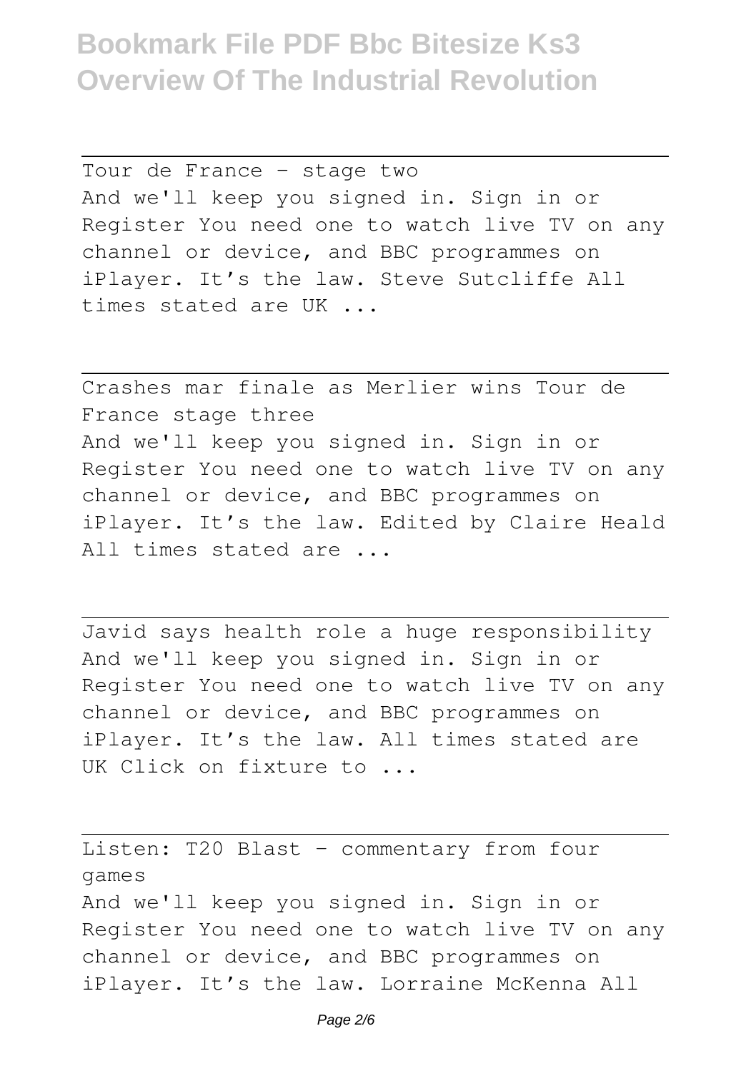Tour de France - stage two

And we'll keep you signed in. Sign in or Register You need one to watch live TV on any channel or device, and BBC programmes on iPlayer. It's the law. Steve Sutcliffe All times stated are UK ...

Crashes mar finale as Merlier wins Tour de France stage three

And we'll keep you signed in. Sign in or Register You need one to watch live TV on any channel or device, and BBC programmes on iPlayer. It's the law. Edited by Claire Heald All times stated are ...

Javid says health role a huge responsibility

And we'll keep you signed in. Sign in or Register You need one to watch live TV on any channel or device, and BBC programmes on iPlayer. It's the law. All times stated are UK Click on fixture to ...

Listen: T20 Blast - commentary from four games

And we'll keep you signed in. Sign in or Register You need one to watch live TV on any channel or device, and BBC programmes on iPlayer. It's the law. Lorraine McKenna All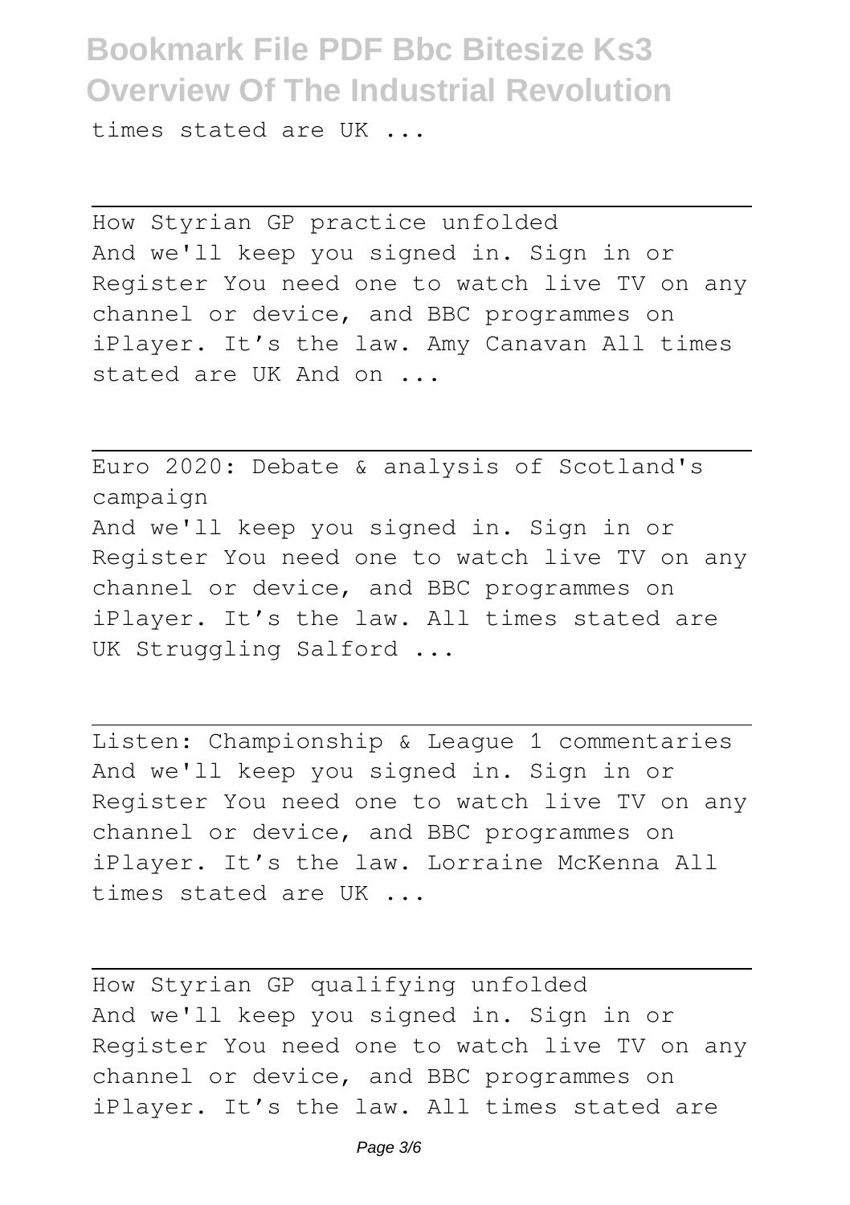times stated are UK ...

---

How Styrian GP practice unfolded

And we'll keep you signed in. Sign in or Register You need one to watch live TV on any channel or device, and BBC programmes on iPlayer. It's the law. Amy Canavan All times stated are UK And on ...

---

Euro 2020: Debate & analysis of Scotland's campaign

And we'll keep you signed in. Sign in or Register You need one to watch live TV on any channel or device, and BBC programmes on iPlayer. It's the law. All times stated are UK Struggling Salford ...

---

Listen: Championship & League 1 commentaries

And we'll keep you signed in. Sign in or Register You need one to watch live TV on any channel or device, and BBC programmes on iPlayer. It's the law. Lorraine McKenna All times stated are UK ...

---

How Styrian GP qualifying unfolded

And we'll keep you signed in. Sign in or Register You need one to watch live TV on any channel or device, and BBC programmes on iPlayer. It's the law. All times stated are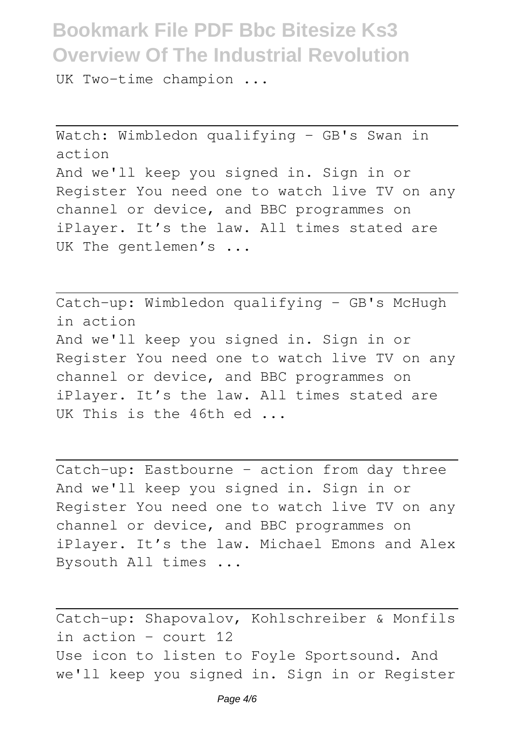UK Two-time champion ...

---

## Watch: Wimbledon qualifying - GB's Swan in action

And we'll keep you signed in. Sign in or Register You need one to watch live TV on any channel or device, and BBC programmes on iPlayer. It's the law. All times stated are UK The gentlemen's ...

---

## Catch-up: Wimbledon qualifying - GB's McHugh in action

And we'll keep you signed in. Sign in or Register You need one to watch live TV on any channel or device, and BBC programmes on iPlayer. It's the law. All times stated are UK This is the 46th ed ...

---

## Catch-up: Eastbourne - action from day three

And we'll keep you signed in. Sign in or Register You need one to watch live TV on any channel or device, and BBC programmes on iPlayer. It's the law. Michael Emons and Alex Bysouth All times ...

---

## Catch-up: Shapovalov, Kohlschreiber & Monfils in action - court 12

Use icon to listen to Foyle Sportsound. And we'll keep you signed in. Sign in or Register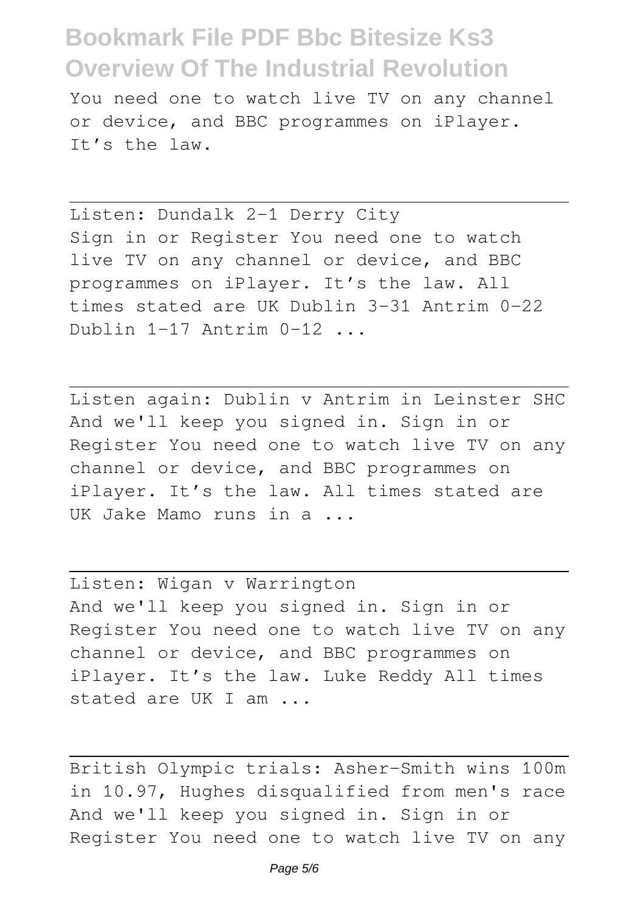You need one to watch live TV on any channel or device, and BBC programmes on iPlayer. It's the law.

Listen: Dundalk 2-1 Derry City
Sign in or Register You need one to watch live TV on any channel or device, and BBC programmes on iPlayer. It's the law. All times stated are UK Dublin 3-31 Antrim 0-22 Dublin 1-17 Antrim 0-12 ...

Listen again: Dublin v Antrim in Leinster SHC
And we'll keep you signed in. Sign in or Register You need one to watch live TV on any channel or device, and BBC programmes on iPlayer. It's the law. All times stated are UK Jake Mamo runs in a ...

Listen: Wigan v Warrington
And we'll keep you signed in. Sign in or Register You need one to watch live TV on any channel or device, and BBC programmes on iPlayer. It's the law. Luke Reddy All times stated are UK I am ...

British Olympic trials: Asher-Smith wins 100m in 10.97, Hughes disqualified from men's race
And we'll keep you signed in. Sign in or Register You need one to watch live TV on any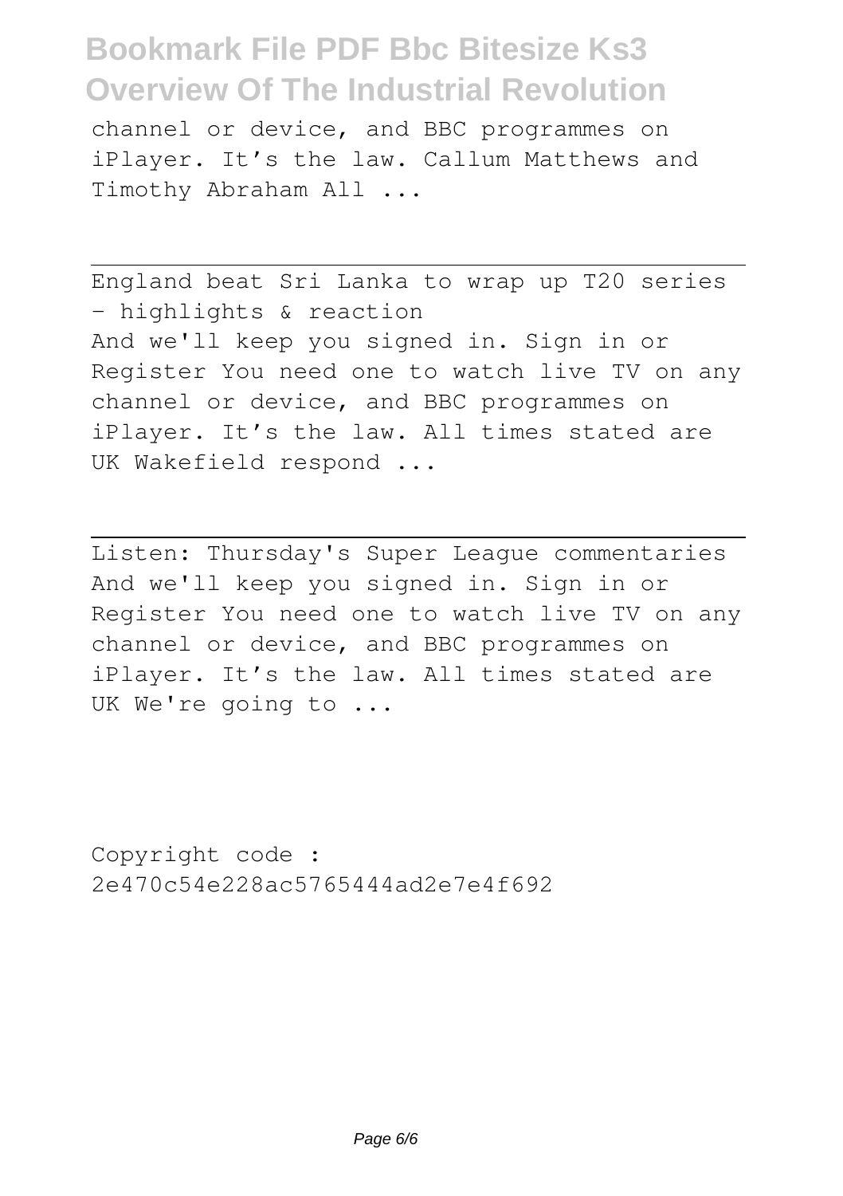channel or device, and BBC programmes on iPlayer. It's the law. Callum Matthews and Timothy Abraham All ...

---

England beat Sri Lanka to wrap up T20 series - highlights & reaction

And we'll keep you signed in. Sign in or Register You need one to watch live TV on any channel or device, and BBC programmes on iPlayer. It's the law. All times stated are UK Wakefield respond ...

---

Listen: Thursday's Super League commentaries

And we'll keep you signed in. Sign in or Register You need one to watch live TV on any channel or device, and BBC programmes on iPlayer. It's the law. All times stated are UK We're going to ...

Copyright code : 2e470c54e228ac5765444ad2e7e4f692